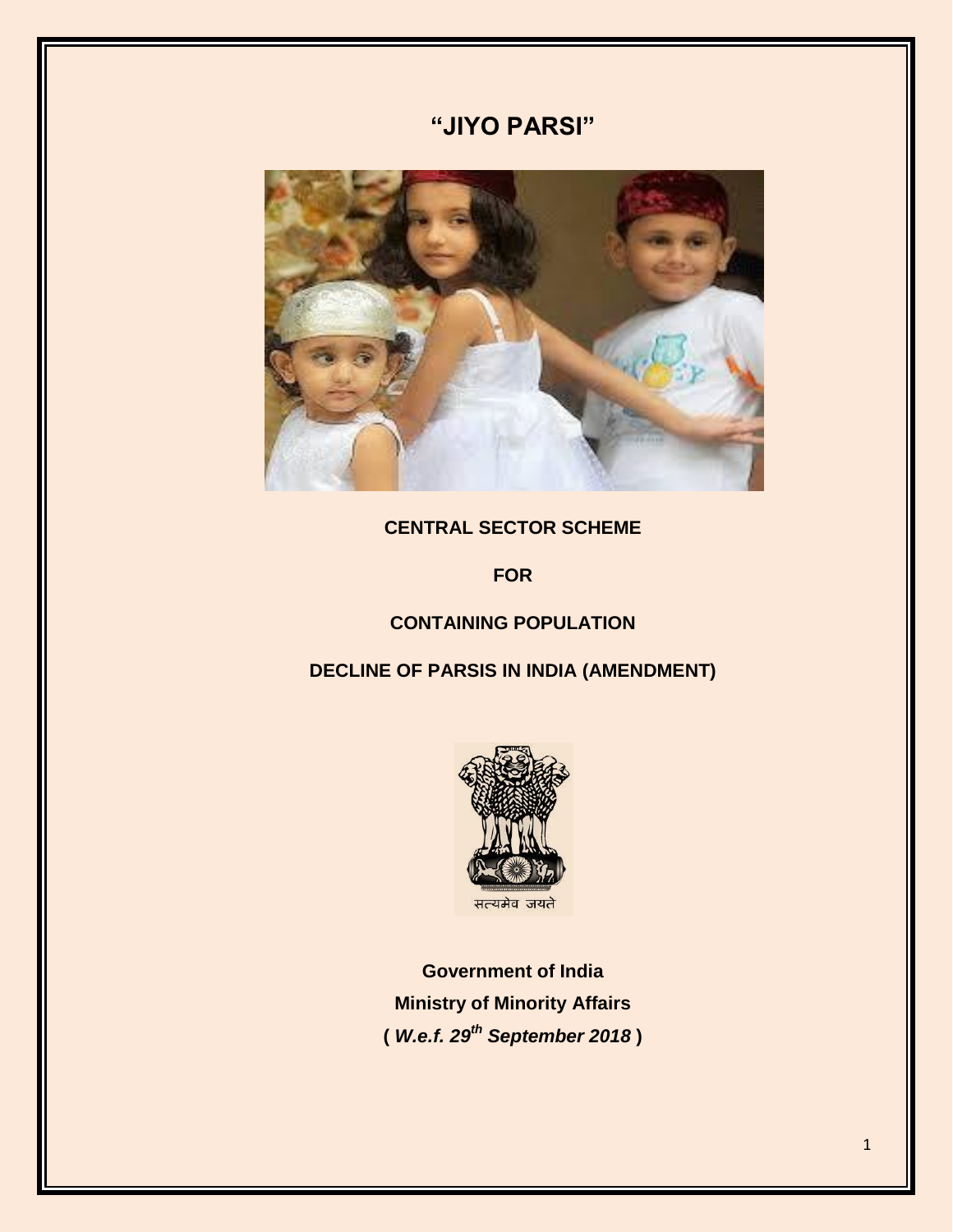# "JIYO PARSI"

**CENTRAL SECTOR SCHEME**

**FOR**

**CONTAINING POPULATION**

**DECLINE OF PARSIS IN INDIA (AMENDMENT)**

सत्यमेव जयते

**Government of India**

**Ministry of Minority Affairs**

**( *W.e.f. 29th September 2018* )**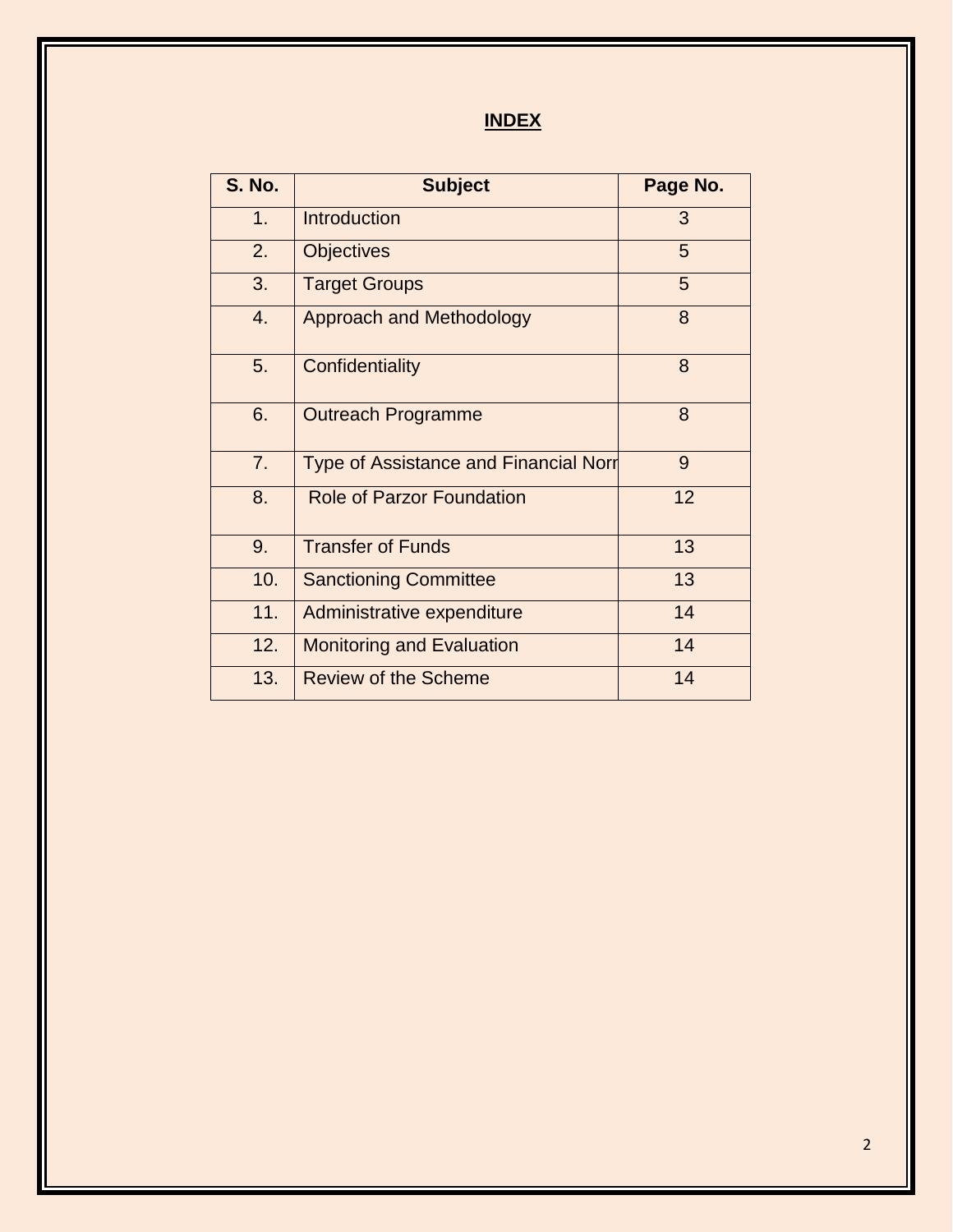# INDEX

| S. No. | Subject | Page No. |
|---|---|---|
| 1. | Introduction | 3 |
| 2. | Objectives | 5 |
| 3. | Target Groups | 5 |
| 4. | Approach and Methodology | 8 |
| 5. | Confidentiality | 8 |
| 6. | Outreach Programme | 8 |
| 7. | Type of Assistance and Financial Norr | 9 |
| 8. | Role of Parzor Foundation | 12 |
| 9. | Transfer of Funds | 13 |
| 10. | Sanctioning Committee | 13 |
| 11. | Administrative expenditure | 14 |
| 12. | Monitoring and Evaluation | 14 |
| 13. | Review of the Scheme | 14 |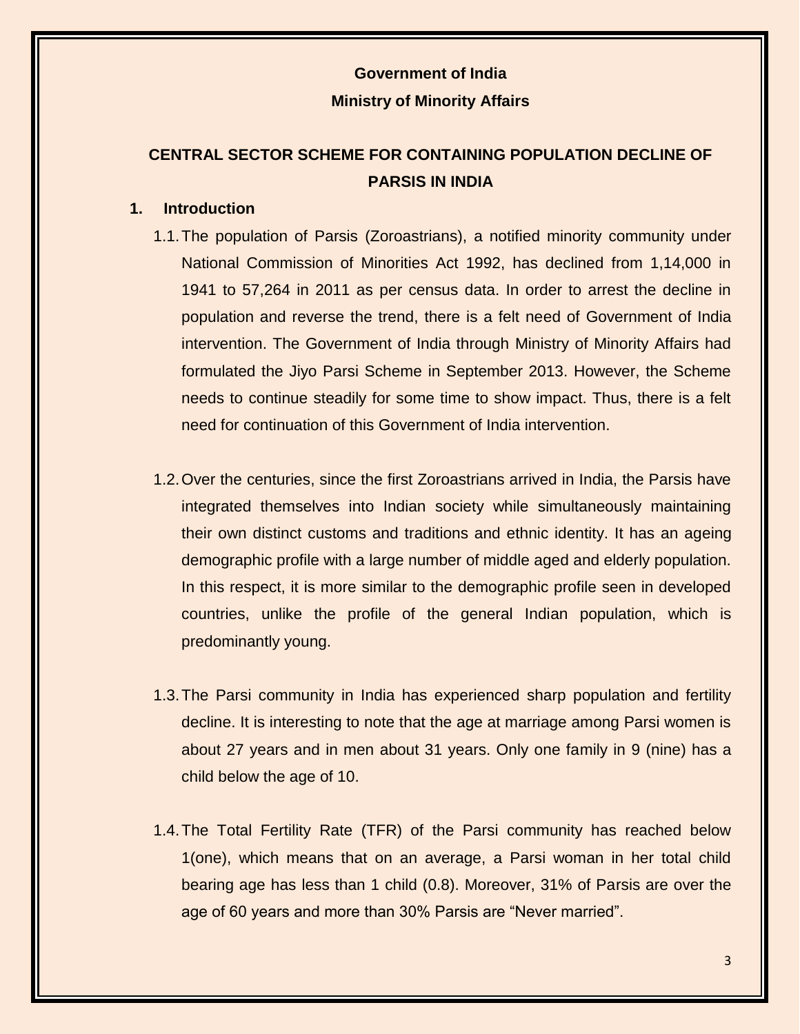**Government of India**

**Ministry of Minority Affairs**

# CENTRAL SECTOR SCHEME FOR CONTAINING POPULATION DECLINE OF PARSIS IN INDIA

## 1. Introduction

1.1. The population of Parsis (Zoroastrians), a notified minority community under National Commission of Minorities Act 1992, has declined from 1,14,000 in 1941 to 57,264 in 2011 as per census data. In order to arrest the decline in population and reverse the trend, there is a felt need of Government of India intervention. The Government of India through Ministry of Minority Affairs had formulated the Jiyo Parsi Scheme in September 2013. However, the Scheme needs to continue steadily for some time to show impact. Thus, there is a felt need for continuation of this Government of India intervention.

1.2. Over the centuries, since the first Zoroastrians arrived in India, the Parsis have integrated themselves into Indian society while simultaneously maintaining their own distinct customs and traditions and ethnic identity. It has an ageing demographic profile with a large number of middle aged and elderly population. In this respect, it is more similar to the demographic profile seen in developed countries, unlike the profile of the general Indian population, which is predominantly young.

1.3. The Parsi community in India has experienced sharp population and fertility decline. It is interesting to note that the age at marriage among Parsi women is about 27 years and in men about 31 years. Only one family in 9 (nine) has a child below the age of 10.

1.4. The Total Fertility Rate (TFR) of the Parsi community has reached below 1(one), which means that on an average, a Parsi woman in her total child bearing age has less than 1 child (0.8). Moreover, 31% of Parsis are over the age of 60 years and more than 30% Parsis are "Never married".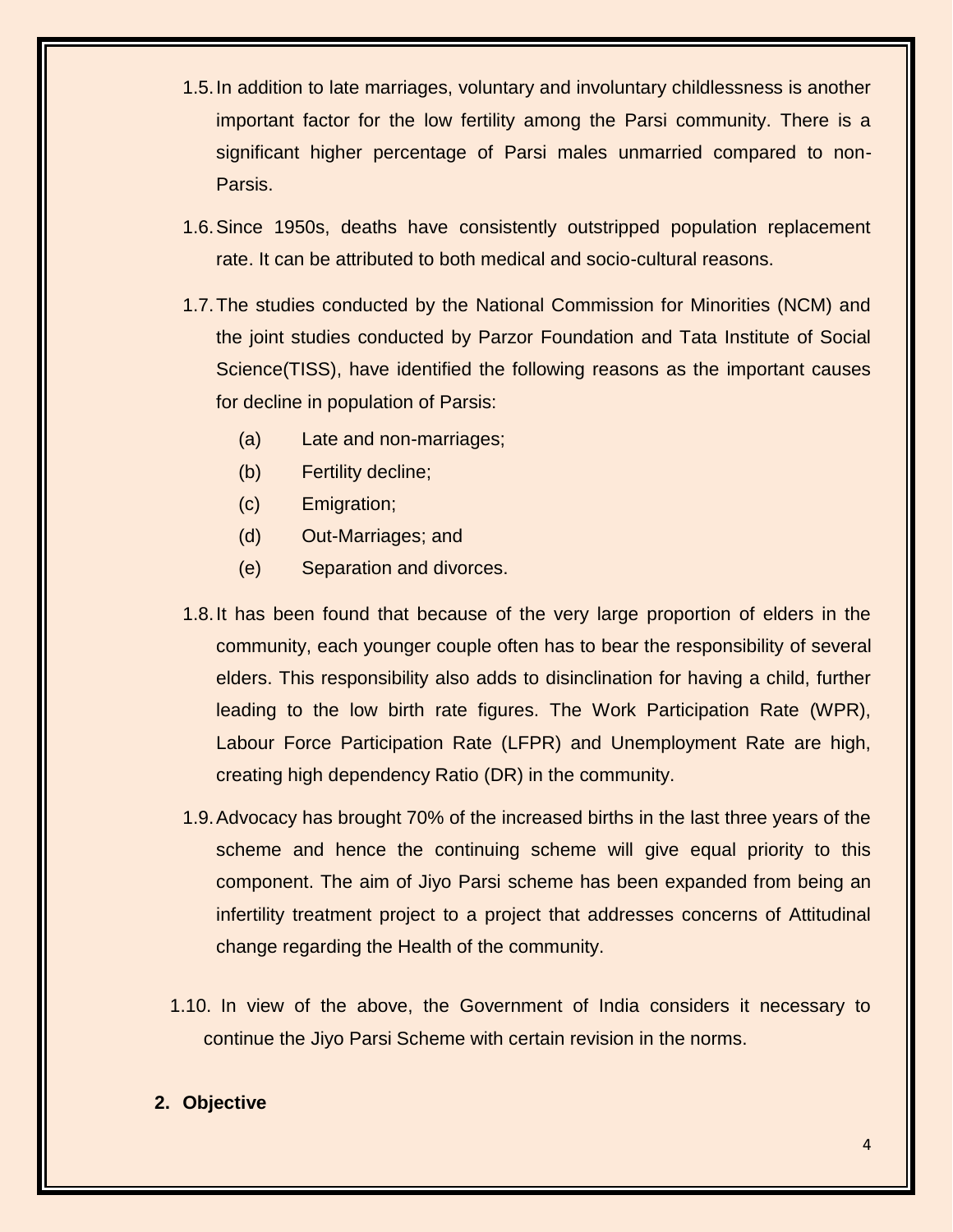1.5. In addition to late marriages, voluntary and involuntary childlessness is another important factor for the low fertility among the Parsi community. There is a significant higher percentage of Parsi males unmarried compared to non-Parsis.

1.6. Since 1950s, deaths have consistently outstripped population replacement rate. It can be attributed to both medical and socio-cultural reasons.

1.7. The studies conducted by the National Commission for Minorities (NCM) and the joint studies conducted by Parzor Foundation and Tata Institute of Social Science(TISS), have identified the following reasons as the important causes for decline in population of Parsis:

   (a) Late and non-marriages;

   (b) Fertility decline;

   (c) Emigration;

   (d) Out-Marriages; and

   (e) Separation and divorces.

1.8. It has been found that because of the very large proportion of elders in the community, each younger couple often has to bear the responsibility of several elders. This responsibility also adds to disinclination for having a child, further leading to the low birth rate figures. The Work Participation Rate (WPR), Labour Force Participation Rate (LFPR) and Unemployment Rate are high, creating high dependency Ratio (DR) in the community.

1.9. Advocacy has brought 70% of the increased births in the last three years of the scheme and hence the continuing scheme will give equal priority to this component. The aim of Jiyo Parsi scheme has been expanded from being an infertility treatment project to a project that addresses concerns of Attitudinal change regarding the Health of the community.

1.10. In view of the above, the Government of India considers it necessary to continue the Jiyo Parsi Scheme with certain revision in the norms.

## 2. Objective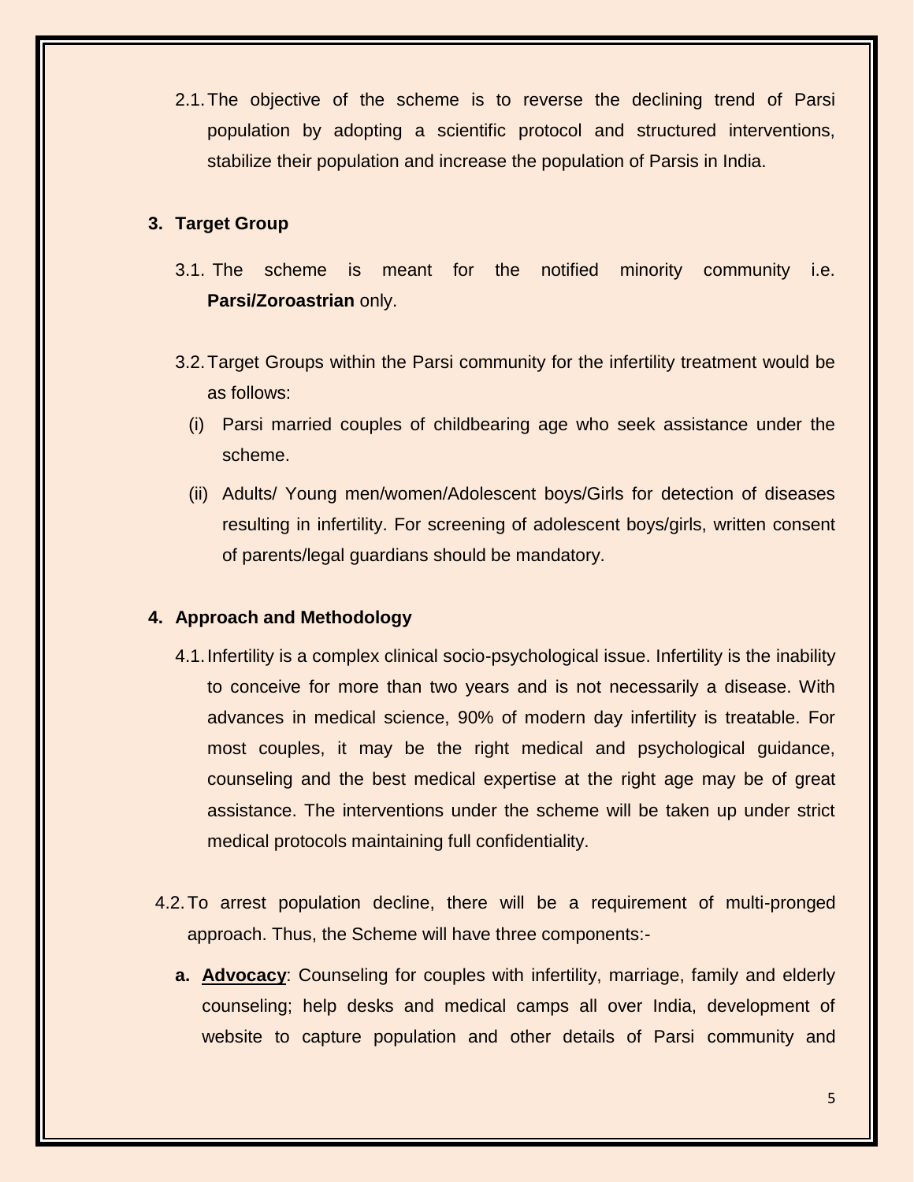2.1. The objective of the scheme is to reverse the declining trend of Parsi population by adopting a scientific protocol and structured interventions, stabilize their population and increase the population of Parsis in India.

## 3. Target Group

3.1. The scheme is meant for the notified minority community i.e. **Parsi/Zoroastrian** only.

3.2. Target Groups within the Parsi community for the infertility treatment would be as follows:

(i) Parsi married couples of childbearing age who seek assistance under the scheme.

(ii) Adults/ Young men/women/Adolescent boys/Girls for detection of diseases resulting in infertility. For screening of adolescent boys/girls, written consent of parents/legal guardians should be mandatory.

## 4. Approach and Methodology

4.1. Infertility is a complex clinical socio-psychological issue. Infertility is the inability to conceive for more than two years and is not necessarily a disease. With advances in medical science, 90% of modern day infertility is treatable. For most couples, it may be the right medical and psychological guidance, counseling and the best medical expertise at the right age may be of great assistance. The interventions under the scheme will be taken up under strict medical protocols maintaining full confidentiality.

4.2. To arrest population decline, there will be a requirement of multi-pronged approach. Thus, the Scheme will have three components:-

**a. Advocacy**: Counseling for couples with infertility, marriage, family and elderly counseling; help desks and medical camps all over India, development of website to capture population and other details of Parsi community and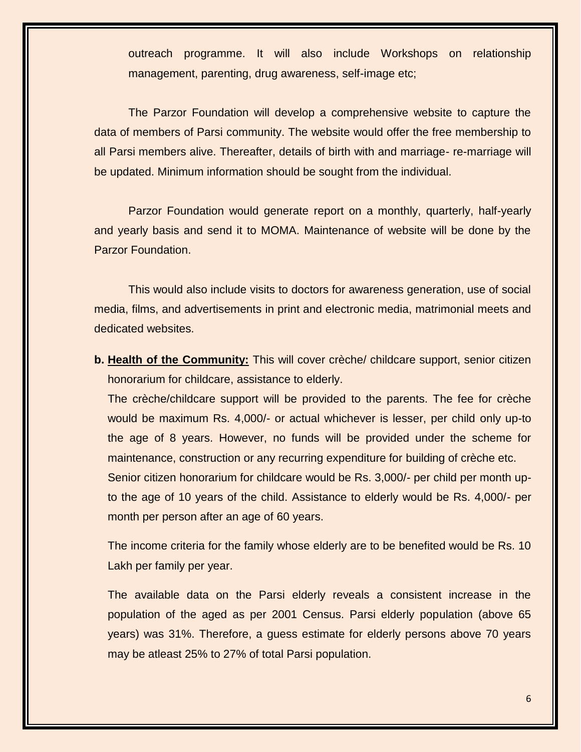outreach programme. It will also include Workshops on relationship management, parenting, drug awareness, self-image etc;

The Parzor Foundation will develop a comprehensive website to capture the data of members of Parsi community. The website would offer the free membership to all Parsi members alive. Thereafter, details of birth with and marriage- re-marriage will be updated. Minimum information should be sought from the individual.

Parzor Foundation would generate report on a monthly, quarterly, half-yearly and yearly basis and send it to MOMA. Maintenance of website will be done by the Parzor Foundation.

This would also include visits to doctors for awareness generation, use of social media, films, and advertisements in print and electronic media, matrimonial meets and dedicated websites.

**b. Health of the Community:** This will cover crèche/ childcare support, senior citizen honorarium for childcare, assistance to elderly.

The crèche/childcare support will be provided to the parents. The fee for crèche would be maximum Rs. 4,000/- or actual whichever is lesser, per child only up-to the age of 8 years. However, no funds will be provided under the scheme for maintenance, construction or any recurring expenditure for building of crèche etc.

Senior citizen honorarium for childcare would be Rs. 3,000/- per child per month up-to the age of 10 years of the child. Assistance to elderly would be Rs. 4,000/- per month per person after an age of 60 years.

The income criteria for the family whose elderly are to be benefited would be Rs. 10 Lakh per family per year.

The available data on the Parsi elderly reveals a consistent increase in the population of the aged as per 2001 Census. Parsi elderly population (above 65 years) was 31%. Therefore, a guess estimate for elderly persons above 70 years may be atleast 25% to 27% of total Parsi population.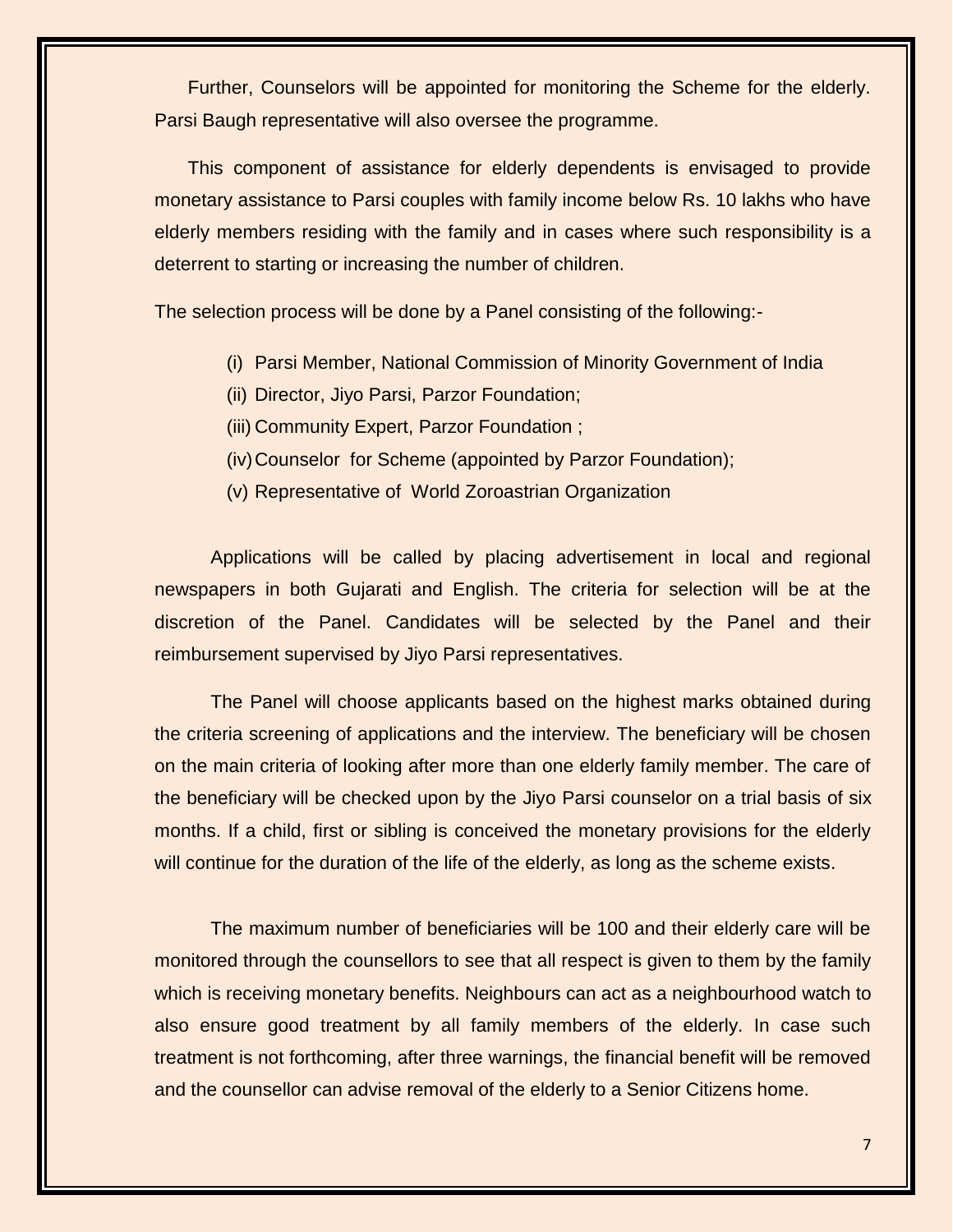Further, Counselors will be appointed for monitoring the Scheme for the elderly. Parsi Baugh representative will also oversee the programme.

This component of assistance for elderly dependents is envisaged to provide monetary assistance to Parsi couples with family income below Rs. 10 lakhs who have elderly members residing with the family and in cases where such responsibility is a deterrent to starting or increasing the number of children.

The selection process will be done by a Panel consisting of the following:-

(i) Parsi Member, National Commission of Minority Government of India
(ii) Director, Jiyo Parsi, Parzor Foundation;
(iii) Community Expert, Parzor Foundation ;
(iv) Counselor for Scheme (appointed by Parzor Foundation);
(v) Representative of World Zoroastrian Organization

Applications will be called by placing advertisement in local and regional newspapers in both Gujarati and English. The criteria for selection will be at the discretion of the Panel. Candidates will be selected by the Panel and their reimbursement supervised by Jiyo Parsi representatives.

The Panel will choose applicants based on the highest marks obtained during the criteria screening of applications and the interview. The beneficiary will be chosen on the main criteria of looking after more than one elderly family member. The care of the beneficiary will be checked upon by the Jiyo Parsi counselor on a trial basis of six months. If a child, first or sibling is conceived the monetary provisions for the elderly will continue for the duration of the life of the elderly, as long as the scheme exists.

The maximum number of beneficiaries will be 100 and their elderly care will be monitored through the counsellors to see that all respect is given to them by the family which is receiving monetary benefits. Neighbours can act as a neighbourhood watch to also ensure good treatment by all family members of the elderly. In case such treatment is not forthcoming, after three warnings, the financial benefit will be removed and the counsellor can advise removal of the elderly to a Senior Citizens home.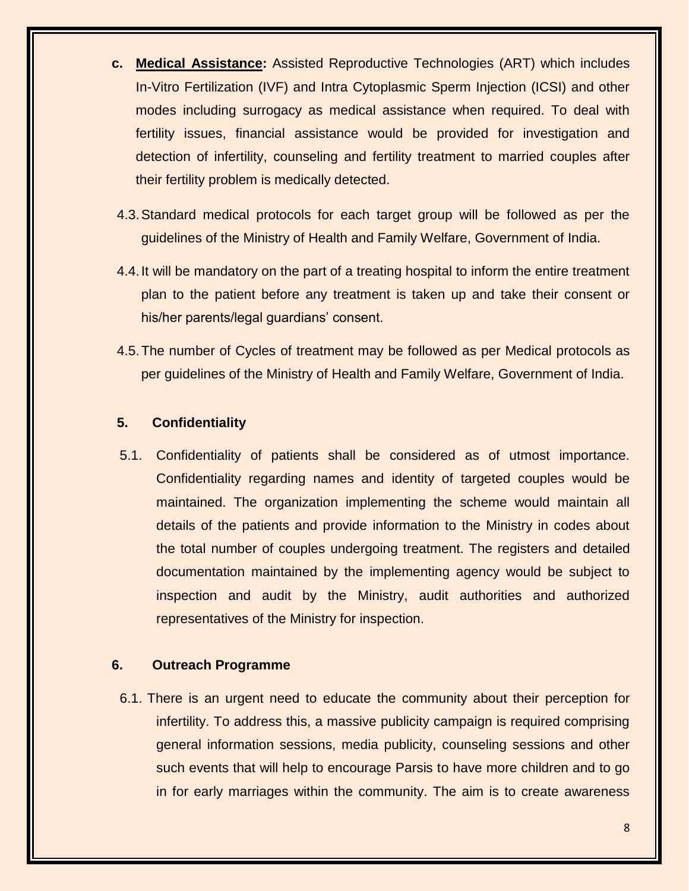**c. <u>Medical Assistance</u>:** Assisted Reproductive Technologies (ART) which includes In-Vitro Fertilization (IVF) and Intra Cytoplasmic Sperm Injection (ICSI) and other modes including surrogacy as medical assistance when required. To deal with fertility issues, financial assistance would be provided for investigation and detection of infertility, counseling and fertility treatment to married couples after their fertility problem is medically detected.

4.3. Standard medical protocols for each target group will be followed as per the guidelines of the Ministry of Health and Family Welfare, Government of India.

4.4. It will be mandatory on the part of a treating hospital to inform the entire treatment plan to the patient before any treatment is taken up and take their consent or his/her parents/legal guardians' consent.

4.5. The number of Cycles of treatment may be followed as per Medical protocols as per guidelines of the Ministry of Health and Family Welfare, Government of India.

## 5. Confidentiality

5.1. Confidentiality of patients shall be considered as of utmost importance. Confidentiality regarding names and identity of targeted couples would be maintained. The organization implementing the scheme would maintain all details of the patients and provide information to the Ministry in codes about the total number of couples undergoing treatment. The registers and detailed documentation maintained by the implementing agency would be subject to inspection and audit by the Ministry, audit authorities and authorized representatives of the Ministry for inspection.

## 6. Outreach Programme

6.1. There is an urgent need to educate the community about their perception for infertility. To address this, a massive publicity campaign is required comprising general information sessions, media publicity, counseling sessions and other such events that will help to encourage Parsis to have more children and to go in for early marriages within the community. The aim is to create awareness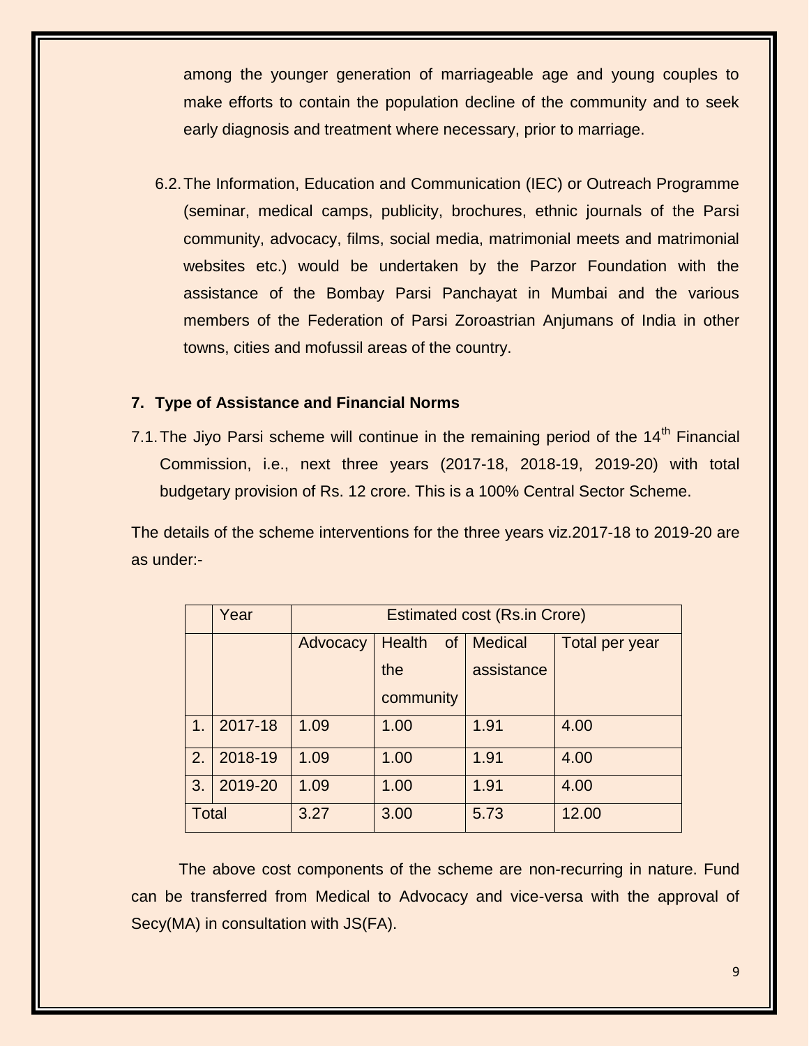among the younger generation of marriageable age and young couples to make efforts to contain the population decline of the community and to seek early diagnosis and treatment where necessary, prior to marriage.

6.2. The Information, Education and Communication (IEC) or Outreach Programme (seminar, medical camps, publicity, brochures, ethnic journals of the Parsi community, advocacy, films, social media, matrimonial meets and matrimonial websites etc.) would be undertaken by the Parzor Foundation with the assistance of the Bombay Parsi Panchayat in Mumbai and the various members of the Federation of Parsi Zoroastrian Anjumans of India in other towns, cities and mofussil areas of the country.

## 7. Type of Assistance and Financial Norms

7.1. The Jiyo Parsi scheme will continue in the remaining period of the 14th Financial Commission, i.e., next three years (2017-18, 2018-19, 2019-20) with total budgetary provision of Rs. 12 crore. This is a 100% Central Sector Scheme.

The details of the scheme interventions for the three years viz.2017-18 to 2019-20 are as under:-

| | Year | Estimated cost (Rs.in Crore) | | | |
|---|---|---|---|---|---|
| | | Advocacy | Health of the community | Medical assistance | Total per year |
| 1. | 2017-18 | 1.09 | 1.00 | 1.91 | 4.00 |
| 2. | 2018-19 | 1.09 | 1.00 | 1.91 | 4.00 |
| 3. | 2019-20 | 1.09 | 1.00 | 1.91 | 4.00 |
| Total | | 3.27 | 3.00 | 5.73 | 12.00 |

The above cost components of the scheme are non-recurring in nature. Fund can be transferred from Medical to Advocacy and vice-versa with the approval of Secy(MA) in consultation with JS(FA).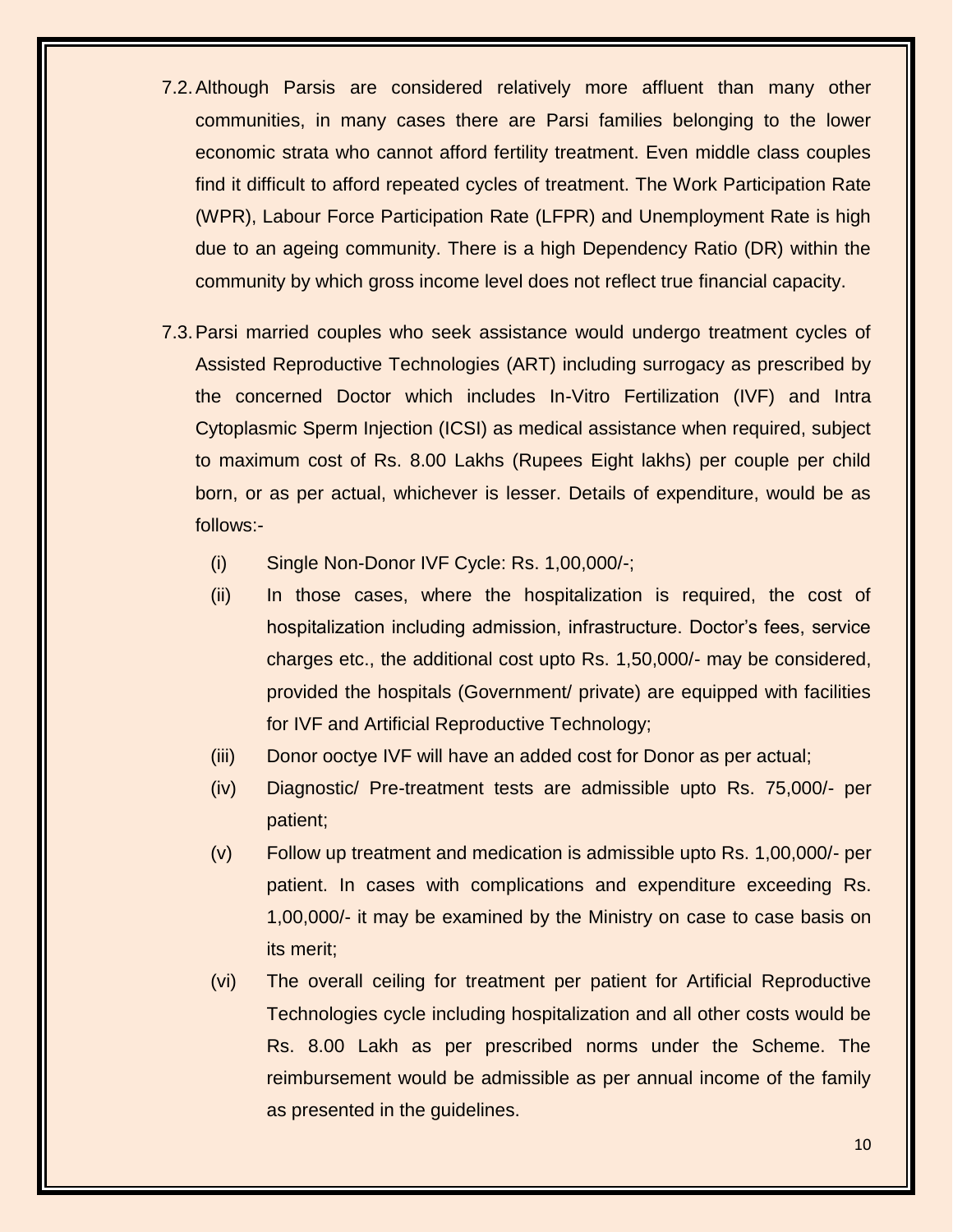7.2. Although Parsis are considered relatively more affluent than many other communities, in many cases there are Parsi families belonging to the lower economic strata who cannot afford fertility treatment. Even middle class couples find it difficult to afford repeated cycles of treatment. The Work Participation Rate (WPR), Labour Force Participation Rate (LFPR) and Unemployment Rate is high due to an ageing community. There is a high Dependency Ratio (DR) within the community by which gross income level does not reflect true financial capacity.

7.3. Parsi married couples who seek assistance would undergo treatment cycles of Assisted Reproductive Technologies (ART) including surrogacy as prescribed by the concerned Doctor which includes In-Vitro Fertilization (IVF) and Intra Cytoplasmic Sperm Injection (ICSI) as medical assistance when required, subject to maximum cost of Rs. 8.00 Lakhs (Rupees Eight lakhs) per couple per child born, or as per actual, whichever is lesser. Details of expenditure, would be as follows:-

(i) Single Non-Donor IVF Cycle: Rs. 1,00,000/-;

(ii) In those cases, where the hospitalization is required, the cost of hospitalization including admission, infrastructure. Doctor's fees, service charges etc., the additional cost upto Rs. 1,50,000/- may be considered, provided the hospitals (Government/ private) are equipped with facilities for IVF and Artificial Reproductive Technology;

(iii) Donor ooctye IVF will have an added cost for Donor as per actual;

(iv) Diagnostic/ Pre-treatment tests are admissible upto Rs. 75,000/- per patient;

(v) Follow up treatment and medication is admissible upto Rs. 1,00,000/- per patient. In cases with complications and expenditure exceeding Rs. 1,00,000/- it may be examined by the Ministry on case to case basis on its merit;

(vi) The overall ceiling for treatment per patient for Artificial Reproductive Technologies cycle including hospitalization and all other costs would be Rs. 8.00 Lakh as per prescribed norms under the Scheme. The reimbursement would be admissible as per annual income of the family as presented in the guidelines.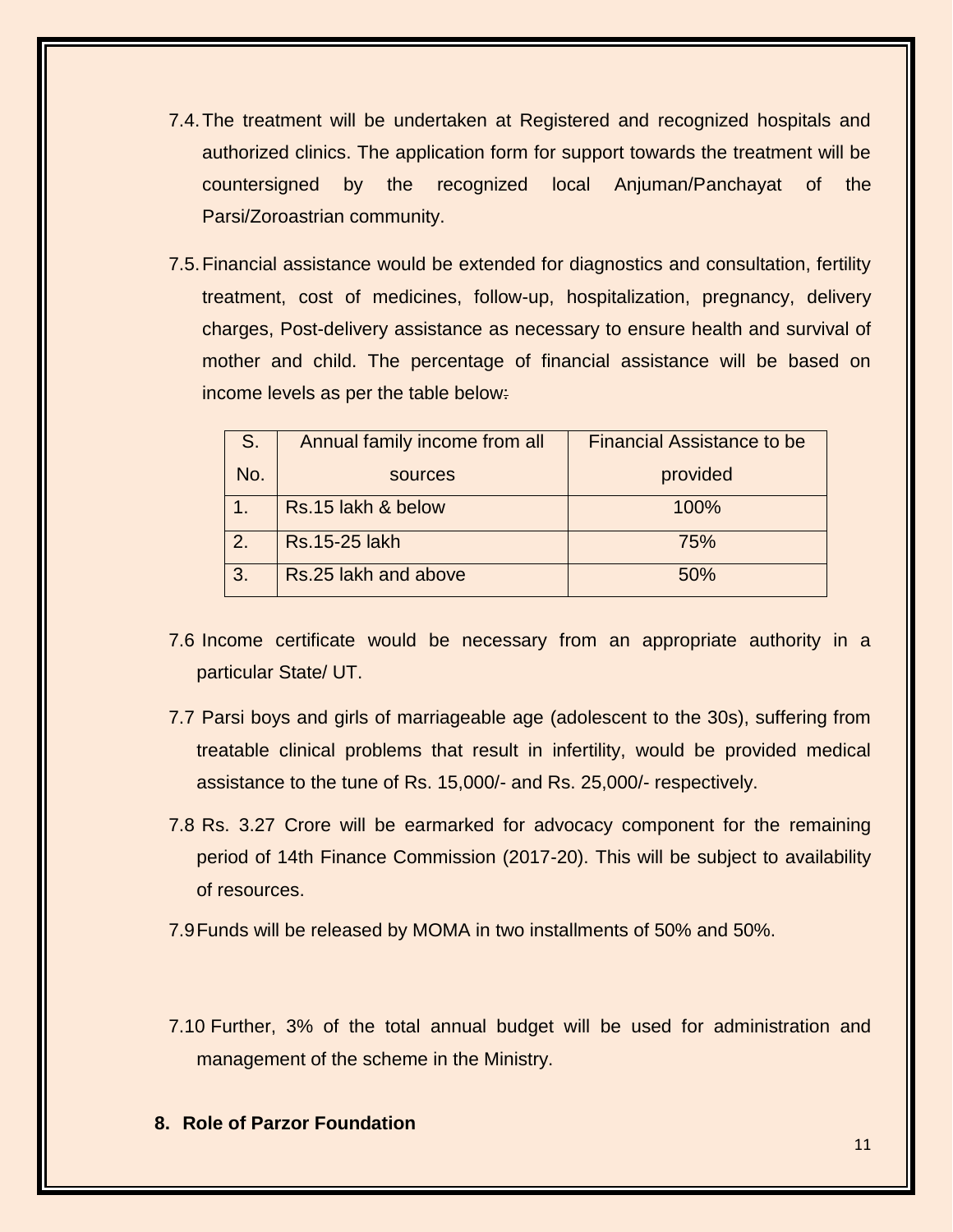7.4. The treatment will be undertaken at Registered and recognized hospitals and authorized clinics. The application form for support towards the treatment will be countersigned by the recognized local Anjuman/Panchayat of the Parsi/Zoroastrian community.

7.5. Financial assistance would be extended for diagnostics and consultation, fertility treatment, cost of medicines, follow-up, hospitalization, pregnancy, delivery charges, Post-delivery assistance as necessary to ensure health and survival of mother and child. The percentage of financial assistance will be based on income levels as per the table below:

| S. No. | Annual family income from all sources | Financial Assistance to be provided |
|---|---|---|
| 1. | Rs.15 lakh & below | 100% |
| 2. | Rs.15-25 lakh | 75% |
| 3. | Rs.25 lakh and above | 50% |

7.6 Income certificate would be necessary from an appropriate authority in a particular State/ UT.

7.7 Parsi boys and girls of marriageable age (adolescent to the 30s), suffering from treatable clinical problems that result in infertility, would be provided medical assistance to the tune of Rs. 15,000/- and Rs. 25,000/- respectively.

7.8 Rs. 3.27 Crore will be earmarked for advocacy component for the remaining period of 14th Finance Commission (2017-20). This will be subject to availability of resources.

7.9 Funds will be released by MOMA in two installments of 50% and 50%.

7.10 Further, 3% of the total annual budget will be used for administration and management of the scheme in the Ministry.

## 8. Role of Parzor Foundation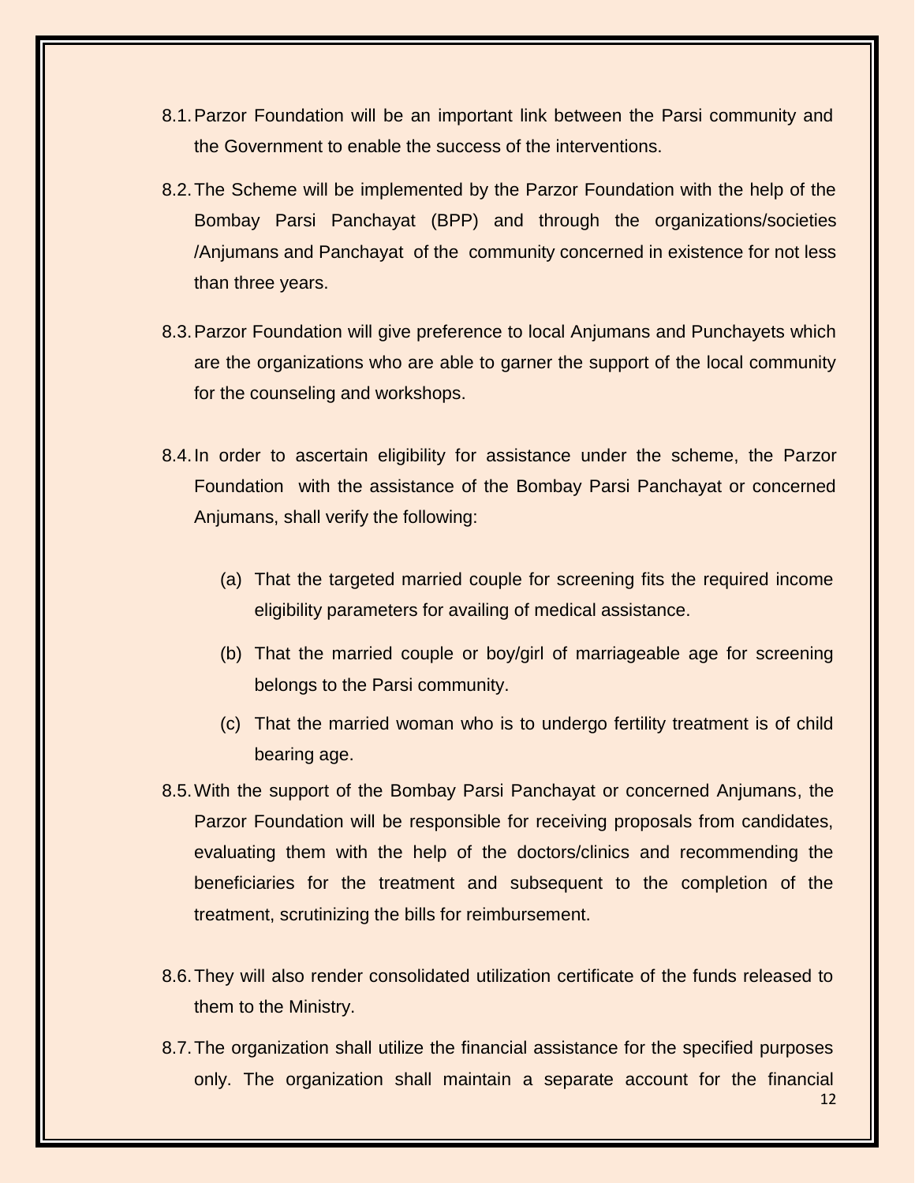8.1. Parzor Foundation will be an important link between the Parsi community and the Government to enable the success of the interventions.

8.2. The Scheme will be implemented by the Parzor Foundation with the help of the Bombay Parsi Panchayat (BPP) and through the organizations/societies /Anjumans and Panchayat of the community concerned in existence for not less than three years.

8.3. Parzor Foundation will give preference to local Anjumans and Punchayets which are the organizations who are able to garner the support of the local community for the counseling and workshops.

8.4. In order to ascertain eligibility for assistance under the scheme, the Parzor Foundation with the assistance of the Bombay Parsi Panchayat or concerned Anjumans, shall verify the following:

   (a) That the targeted married couple for screening fits the required income eligibility parameters for availing of medical assistance.

   (b) That the married couple or boy/girl of marriageable age for screening belongs to the Parsi community.

   (c) That the married woman who is to undergo fertility treatment is of child bearing age.

8.5. With the support of the Bombay Parsi Panchayat or concerned Anjumans, the Parzor Foundation will be responsible for receiving proposals from candidates, evaluating them with the help of the doctors/clinics and recommending the beneficiaries for the treatment and subsequent to the completion of the treatment, scrutinizing the bills for reimbursement.

8.6. They will also render consolidated utilization certificate of the funds released to them to the Ministry.

8.7. The organization shall utilize the financial assistance for the specified purposes only. The organization shall maintain a separate account for the financial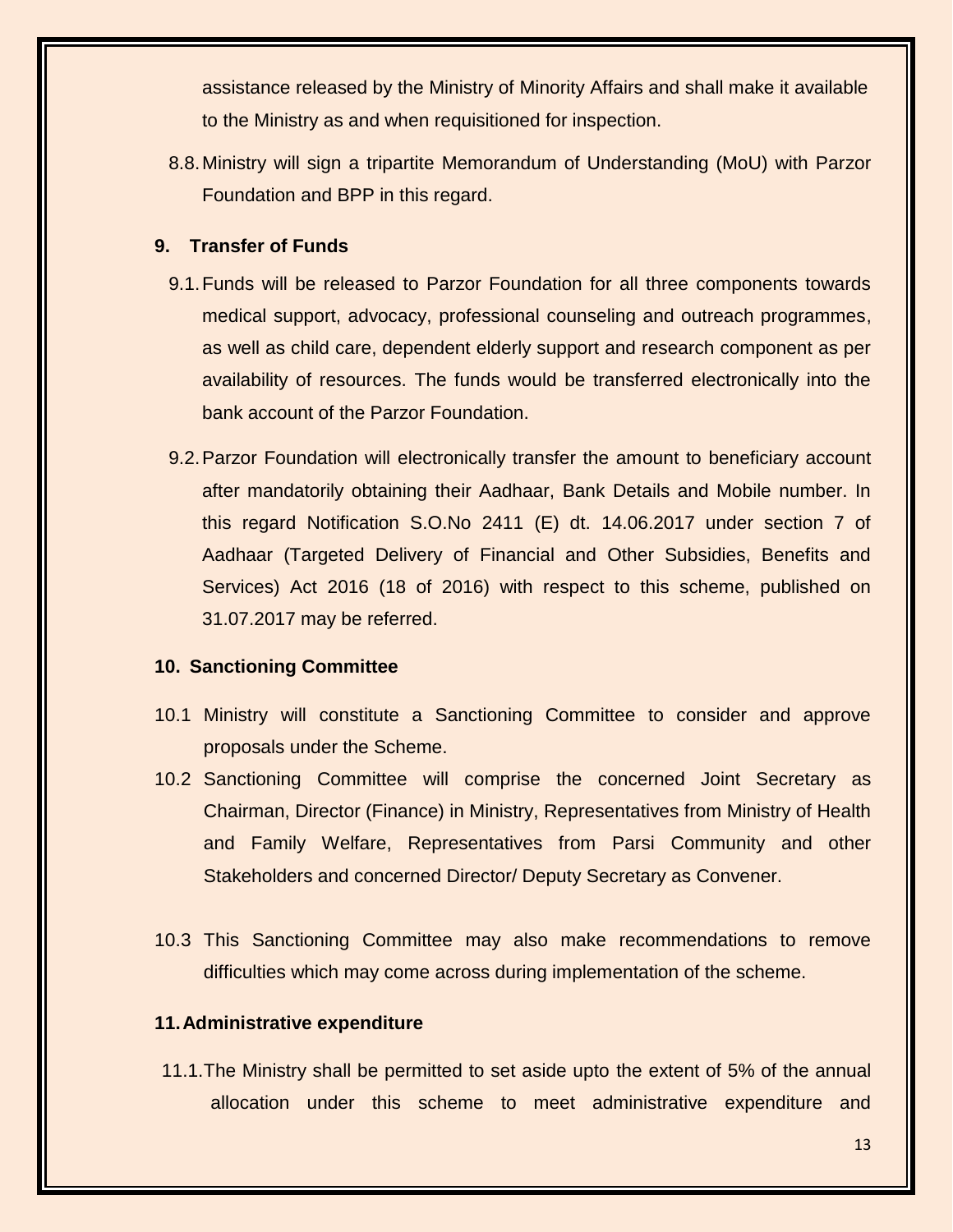assistance released by the Ministry of Minority Affairs and shall make it available to the Ministry as and when requisitioned for inspection.

8.8. Ministry will sign a tripartite Memorandum of Understanding (MoU) with Parzor Foundation and BPP in this regard.

**9. Transfer of Funds**

9.1. Funds will be released to Parzor Foundation for all three components towards medical support, advocacy, professional counseling and outreach programmes, as well as child care, dependent elderly support and research component as per availability of resources. The funds would be transferred electronically into the bank account of the Parzor Foundation.

9.2. Parzor Foundation will electronically transfer the amount to beneficiary account after mandatorily obtaining their Aadhaar, Bank Details and Mobile number. In this regard Notification S.O.No 2411 (E) dt. 14.06.2017 under section 7 of Aadhaar (Targeted Delivery of Financial and Other Subsidies, Benefits and Services) Act 2016 (18 of 2016) with respect to this scheme, published on 31.07.2017 may be referred.

**10. Sanctioning Committee**

10.1 Ministry will constitute a Sanctioning Committee to consider and approve proposals under the Scheme.

10.2 Sanctioning Committee will comprise the concerned Joint Secretary as Chairman, Director (Finance) in Ministry, Representatives from Ministry of Health and Family Welfare, Representatives from Parsi Community and other Stakeholders and concerned Director/ Deputy Secretary as Convener.

10.3 This Sanctioning Committee may also make recommendations to remove difficulties which may come across during implementation of the scheme.

**11. Administrative expenditure**

11.1. The Ministry shall be permitted to set aside upto the extent of 5% of the annual allocation under this scheme to meet administrative expenditure and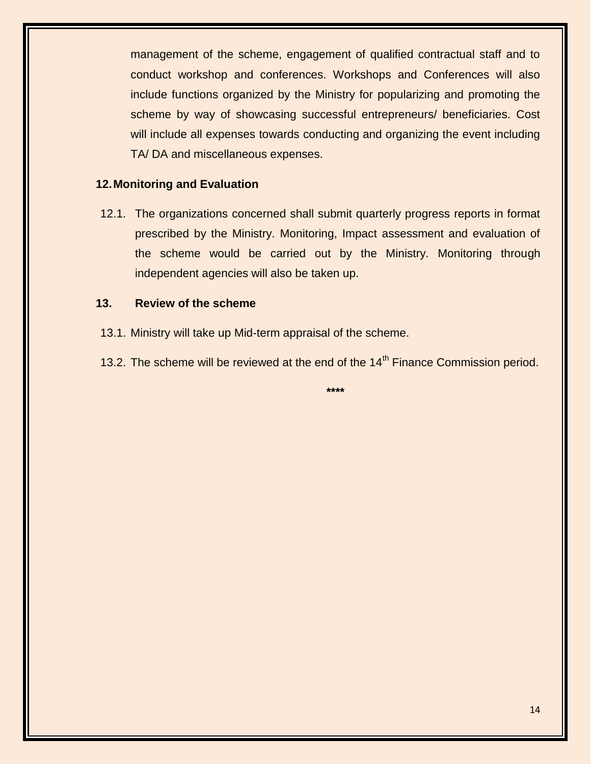management of the scheme, engagement of qualified contractual staff and to conduct workshop and conferences. Workshops and Conferences will also include functions organized by the Ministry for popularizing and promoting the scheme by way of showcasing successful entrepreneurs/ beneficiaries. Cost will include all expenses towards conducting and organizing the event including TA/ DA and miscellaneous expenses.

## 12. Monitoring and Evaluation

12.1. The organizations concerned shall submit quarterly progress reports in format prescribed by the Ministry. Monitoring, Impact assessment and evaluation of the scheme would be carried out by the Ministry. Monitoring through independent agencies will also be taken up.

## 13. Review of the scheme

13.1. Ministry will take up Mid-term appraisal of the scheme.

13.2. The scheme will be reviewed at the end of the 14th Finance Commission period.

****